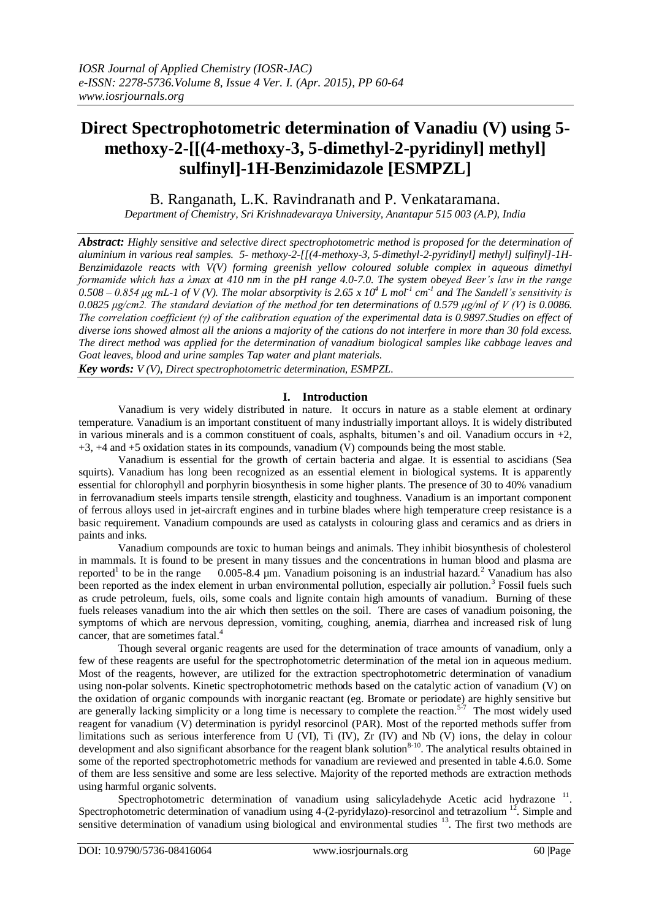# Direct Spectrophotometric determination of Vanadiu (V) using 5-methoxy-2-[[(4-methoxy-3, 5-dimethyl-2-pyridinyl] methyl] sulfinyl]-1H-Benzimidazole [ESMPZL]

B. Ranganath, L.K. Ravindranath and P. Venkataramana.

*Department of Chemistry, Sri Krishnadevaraya University, Anantapur 515 003 (A.P), India*

***Abstract:*** *Highly sensitive and selective direct spectrophotometric method is proposed for the determination of aluminium in various real samples. 5- methoxy-2-[[(4-methoxy-3, 5-dimethyl-2-pyridinyl] methyl] sulfinyl]-1H-Benzimidazole reacts with V(V) forming greenish yellow coloured soluble complex in aqueous dimethyl formamide which has a λmax at 410 nm in the pH range 4.0-7.0. The system obeyed Beer's law in the range 0.508 – 0.854 μg mL-1 of V (V). The molar absorptivity is 2.65 x $10^4$ L $mol^{-1}$ $cm^{-1}$ and The Sandell's sensitivity is 0.0825 μg/cm2. The standard deviation of the method for ten determinations of 0.579 μg/ml of V (V) is 0.0086. The correlation coefficient (γ) of the calibration equation of the experimental data is 0.9897.Studies on effect of diverse ions showed almost all the anions a majority of the cations do not interfere in more than 30 fold excess. The direct method was applied for the determination of vanadium biological samples like cabbage leaves and Goat leaves, blood and urine samples Tap water and plant materials.*

***Key words:*** *V (V), Direct spectrophotometric determination, ESMPZL.*

## I. Introduction

Vanadium is very widely distributed in nature. It occurs in nature as a stable element at ordinary temperature. Vanadium is an important constituent of many industrially important alloys. It is widely distributed in various minerals and is a common constituent of coals, asphalts, bitumen's and oil. Vanadium occurs in +2, +3, +4 and +5 oxidation states in its compounds, vanadium (V) compounds being the most stable.

Vanadium is essential for the growth of certain bacteria and algae. It is essential to ascidians (Sea squirts). Vanadium has long been recognized as an essential element in biological systems. It is apparently essential for chlorophyll and porphyrin biosynthesis in some higher plants. The presence of 30 to 40% vanadium in ferrovanadium steels imparts tensile strength, elasticity and toughness. Vanadium is an important component of ferrous alloys used in jet-aircraft engines and in turbine blades where high temperature creep resistance is a basic requirement. Vanadium compounds are used as catalysts in colouring glass and ceramics and as driers in paints and inks.

Vanadium compounds are toxic to human beings and animals. They inhibit biosynthesis of cholesterol in mammals. It is found to be present in many tissues and the concentrations in human blood and plasma are reported[1] to be in the range 0.005-8.4 μm. Vanadium poisoning is an industrial hazard.[2] Vanadium has also been reported as the index element in urban environmental pollution, especially air pollution.[3] Fossil fuels such as crude petroleum, fuels, oils, some coals and lignite contain high amounts of vanadium. Burning of these fuels releases vanadium into the air which then settles on the soil. There are cases of vanadium poisoning, the symptoms of which are nervous depression, vomiting, coughing, anemia, diarrhea and increased risk of lung cancer, that are sometimes fatal.[4]

Though several organic reagents are used for the determination of trace amounts of vanadium, only a few of these reagents are useful for the spectrophotometric determination of the metal ion in aqueous medium. Most of the reagents, however, are utilized for the extraction spectrophotometric determination of vanadium using non-polar solvents. Kinetic spectrophotometric methods based on the catalytic action of vanadium (V) on the oxidation of organic compounds with inorganic reactant (eg. Bromate or periodate) are highly sensitive but are generally lacking simplicity or a long time is necessary to complete the reaction.[5-7] The most widely used reagent for vanadium (V) determination is pyridyl resorcinol (PAR). Most of the reported methods suffer from limitations such as serious interference from U (VI), Ti (IV), Zr (IV) and Nb (V) ions, the delay in colour development and also significant absorbance for the reagent blank solution[8-10]. The analytical results obtained in some of the reported spectrophotometric methods for vanadium are reviewed and presented in table 4.6.0. Some of them are less sensitive and some are less selective. Majority of the reported methods are extraction methods using harmful organic solvents.

Spectrophotometric determination of vanadium using salicyladehyde Acetic acid hydrazone [11]. Spectrophotometric determination of vanadium using 4-(2-pyridylazo)-resorcinol and tetrazolium [12]. Simple and sensitive determination of vanadium using biological and environmental studies [13]. The first two methods are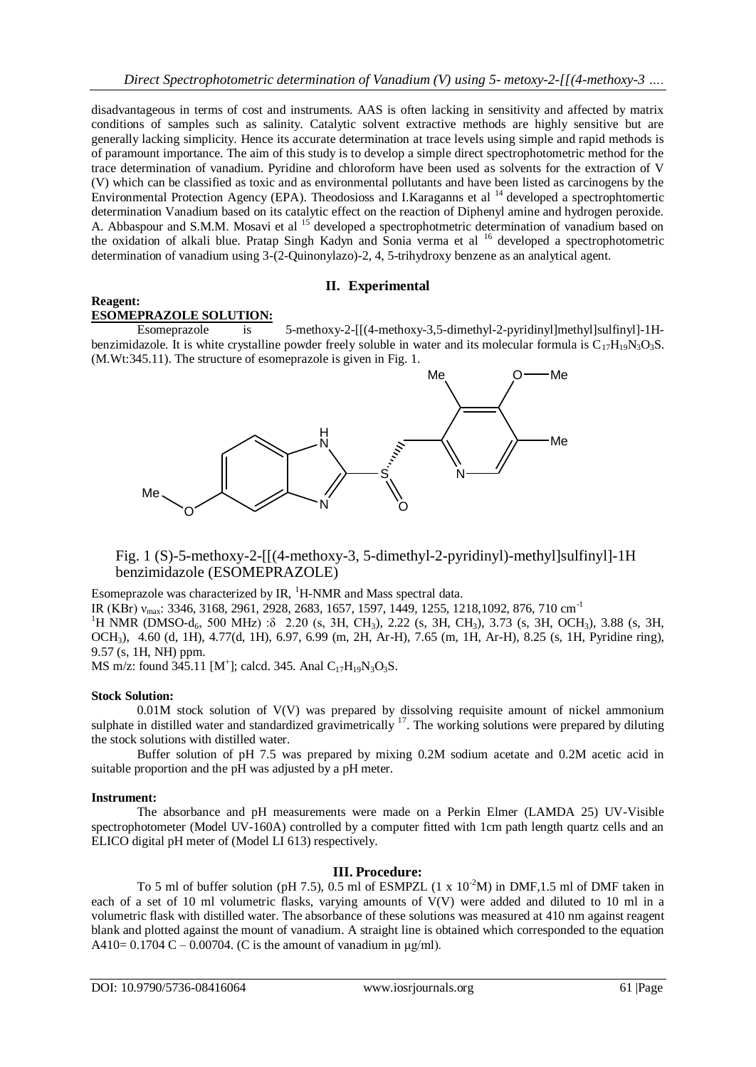disadvantageous in terms of cost and instruments. AAS is often lacking in sensitivity and affected by matrix conditions of samples such as salinity. Catalytic solvent extractive methods are highly sensitive but are generally lacking simplicity. Hence its accurate determination at trace levels using simple and rapid methods is of paramount importance. The aim of this study is to develop a simple direct spectrophotometric method for the trace determination of vanadium. Pyridine and chloroform have been used as solvents for the extraction of V (V) which can be classified as toxic and as environmental pollutants and have been listed as carcinogens by the Environmental Protection Agency (EPA). Theodosioss and I.Karaganns et al [14] developed a spectrophtomertic determination Vanadium based on its catalytic effect on the reaction of Diphenyl amine and hydrogen peroxide. A. Abbaspour and S.M.M. Mosavi et al [15] developed a spectrophotmetric determination of vanadium based on the oxidation of alkali blue. Pratap Singh Kadyn and Sonia verma et al [16] developed a spectrophotometric determination of vanadium using 3-(2-Quinonylazo)-2, 4, 5-trihydroxy benzene as an analytical agent.

## II. Experimental

**Reagent:**

**ESOMEPRAZOLE SOLUTION:**

Esomeprazole is 5-methoxy-2-[[(4-methoxy-3,5-dimethyl-2-pyridinyl]methyl]sulfinyl]-1H-benzimidazole. It is white crystalline powder freely soluble in water and its molecular formula is $C_{17}H_{19}N_3O_3S$. (M.Wt:345.11). The structure of esomeprazole is given in Fig. 1.

Fig. 1 (S)-5-methoxy-2-[[(4-methoxy-3, 5-dimethyl-2-pyridinyl)-methyl]sulfinyl]-1H benzimidazole (ESOMEPRAZOLE)

Esomeprazole was characterized by IR, $^1$H-NMR and Mass spectral data.

IR (KBr) $\nu_{max}$: 3346, 3168, 2961, 2928, 2683, 1657, 1597, 1449, 1255, 1218,1092, 876, 710 $cm^{-1}$

$^1$H NMR (DMSO-$d_6$, 500 MHz) :$\delta$ 2.20 (s, 3H, $CH_3$), 2.22 (s, 3H, $CH_3$), 3.73 (s, 3H, $OCH_3$), 3.88 (s, 3H, $OCH_3$), 4.60 (d, 1H), 4.77(d, 1H), 6.97, 6.99 (m, 2H, Ar-H), 7.65 (m, 1H, Ar-H), 8.25 (s, 1H, Pyridine ring), 9.57 (s, 1H, NH) ppm.

MS m/z: found 345.11 [$M^+$]; calcd. 345. Anal $C_{17}H_{19}N_3O_3S$.

**Stock Solution:**

0.01M stock solution of V(V) was prepared by dissolving requisite amount of nickel ammonium sulphate in distilled water and standardized gravimetrically [17]. The working solutions were prepared by diluting the stock solutions with distilled water.

Buffer solution of pH 7.5 was prepared by mixing 0.2M sodium acetate and 0.2M acetic acid in suitable proportion and the pH was adjusted by a pH meter.

**Instrument:**

The absorbance and pH measurements were made on a Perkin Elmer (LAMDA 25) UV-Visible spectrophotometer (Model UV-160A) controlled by a computer fitted with 1cm path length quartz cells and an ELICO digital pH meter of (Model LI 613) respectively.

## III. Procedure:

To 5 ml of buffer solution (pH 7.5), 0.5 ml of ESMPZL (1 x $10^{-2}$M) in DMF,1.5 ml of DMF taken in each of a set of 10 ml volumetric flasks, varying amounts of V(V) were added and diluted to 10 ml in a volumetric flask with distilled water. The absorbance of these solutions was measured at 410 nm against reagent blank and plotted against the mount of vanadium. A straight line is obtained which corresponded to the equation $A_{410}$= 0.1704 C – 0.00704. (C is the amount of vanadium in μg/ml).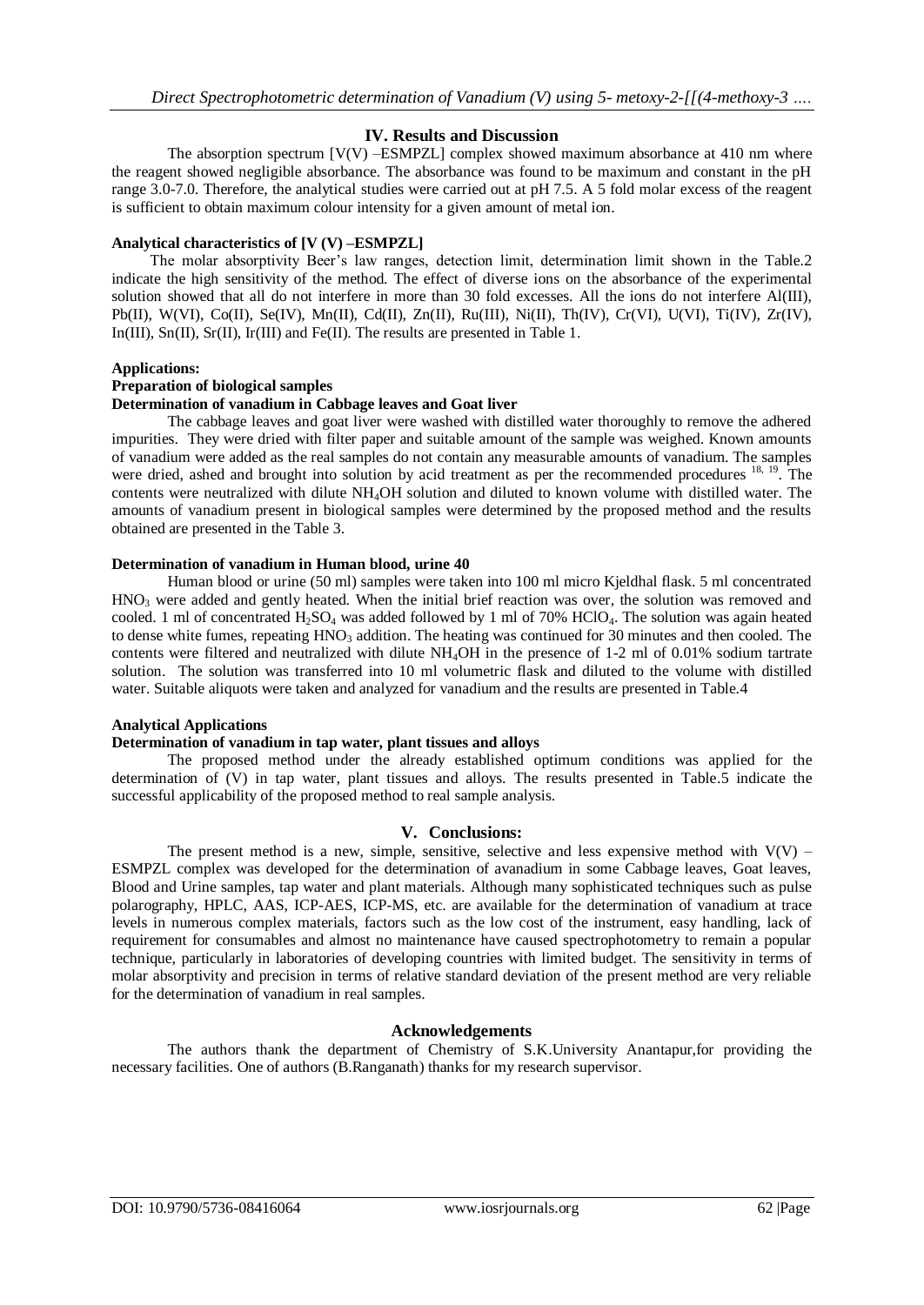## IV. Results and Discussion

The absorption spectrum [V(V) –ESMPZL] complex showed maximum absorbance at 410 nm where the reagent showed negligible absorbance. The absorbance was found to be maximum and constant in the pH range 3.0-7.0. Therefore, the analytical studies were carried out at pH 7.5. A 5 fold molar excess of the reagent is sufficient to obtain maximum colour intensity for a given amount of metal ion.

**Analytical characteristics of [V (V) –ESMPZL]**

The molar absorptivity Beer's law ranges, detection limit, determination limit shown in the Table.2 indicate the high sensitivity of the method. The effect of diverse ions on the absorbance of the experimental solution showed that all do not interfere in more than 30 fold excesses. All the ions do not interfere Al(III), Pb(II), W(VI), Co(II), Se(IV), Mn(II), Cd(II), Zn(II), Ru(III), Ni(II), Th(IV), Cr(VI), U(VI), Ti(IV), Zr(IV), In(III), Sn(II), Sr(II), Ir(III) and Fe(II). The results are presented in Table 1.

**Applications:**

**Preparation of biological samples**

**Determination of vanadium in Cabbage leaves and Goat liver**

The cabbage leaves and goat liver were washed with distilled water thoroughly to remove the adhered impurities. They were dried with filter paper and suitable amount of the sample was weighed. Known amounts of vanadium were added as the real samples do not contain any measurable amounts of vanadium. The samples were dried, ashed and brought into solution by acid treatment as per the recommended procedures [18, 19]. The contents were neutralized with dilute $NH_4OH$ solution and diluted to known volume with distilled water. The amounts of vanadium present in biological samples were determined by the proposed method and the results obtained are presented in the Table 3.

**Determination of vanadium in Human blood, urine 40**

Human blood or urine (50 ml) samples were taken into 100 ml micro Kjeldhal flask. 5 ml concentrated $HNO_3$ were added and gently heated. When the initial brief reaction was over, the solution was removed and cooled. 1 ml of concentrated $H_2SO_4$ was added followed by 1 ml of 70% $HClO_4$. The solution was again heated to dense white fumes, repeating $HNO_3$ addition. The heating was continued for 30 minutes and then cooled. The contents were filtered and neutralized with dilute $NH_4OH$ in the presence of 1-2 ml of 0.01% sodium tartrate solution. The solution was transferred into 10 ml volumetric flask and diluted to the volume with distilled water. Suitable aliquots were taken and analyzed for vanadium and the results are presented in Table.4

**Analytical Applications**

**Determination of vanadium in tap water, plant tissues and alloys**

The proposed method under the already established optimum conditions was applied for the determination of (V) in tap water, plant tissues and alloys. The results presented in Table.5 indicate the successful applicability of the proposed method to real sample analysis.

## V. Conclusions:

The present method is a new, simple, sensitive, selective and less expensive method with V(V) – ESMPZL complex was developed for the determination of avanadium in some Cabbage leaves, Goat leaves, Blood and Urine samples, tap water and plant materials. Although many sophisticated techniques such as pulse polarography, HPLC, AAS, ICP-AES, ICP-MS, etc. are available for the determination of vanadium at trace levels in numerous complex materials, factors such as the low cost of the instrument, easy handling, lack of requirement for consumables and almost no maintenance have caused spectrophotometry to remain a popular technique, particularly in laboratories of developing countries with limited budget. The sensitivity in terms of molar absorptivity and precision in terms of relative standard deviation of the present method are very reliable for the determination of vanadium in real samples.

## Acknowledgements

The authors thank the department of Chemistry of S.K.University Anantapur,for providing the necessary facilities. One of authors (B.Ranganath) thanks for my research supervisor.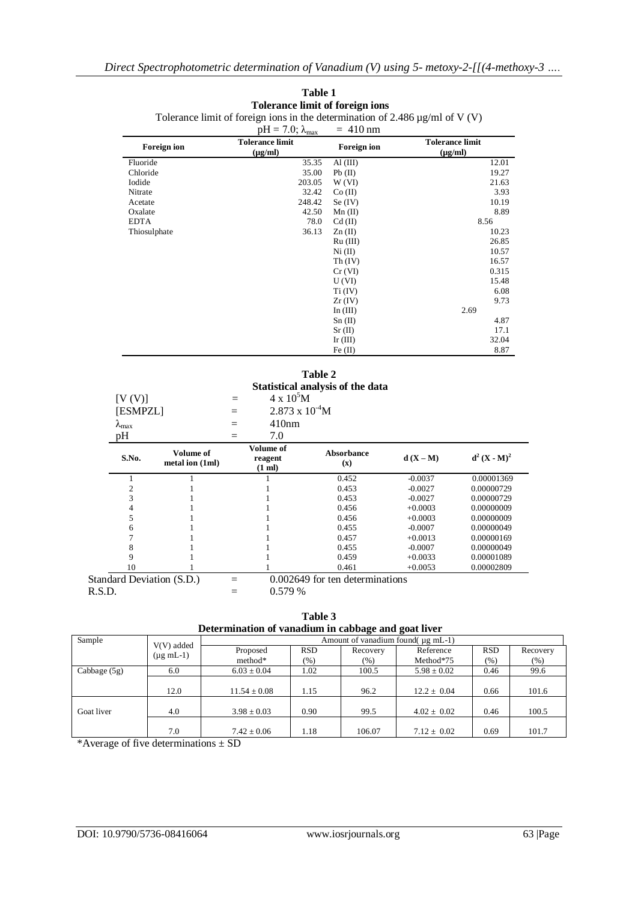**Table 1**
**Tolerance limit of foreign ions**

Tolerance limit of foreign ions in the determination of 2.486 μg/ml of V (V)

pH = 7.0; $\lambda_{max}$ = 410 nm

| Foreign ion | Tolerance limit (μg/ml) | Foreign ion | Tolerance limit (μg/ml) |
|---|---|---|---|
| Fluoride | 35.35 | Al (III) | 12.01 |
| Chloride | 35.00 | Pb (II) | 19.27 |
| Iodide | 203.05 | W (VI) | 21.63 |
| Nitrate | 32.42 | Co (II) | 3.93 |
| Acetate | 248.42 | Se (IV) | 10.19 |
| Oxalate | 42.50 | Mn (II) | 8.89 |
| EDTA | 78.0 | Cd (II) | 8.56 |
| Thiosulphate | 36.13 | Zn (II) | 10.23 |
| | | Ru (III) | 26.85 |
| | | Ni (II) | 10.57 |
| | | Th (IV) | 16.57 |
| | | Cr (VI) | 0.315 |
| | | U (VI) | 15.48 |
| | | Ti (IV) | 6.08 |
| | | Zr (IV) | 9.73 |
| | | In (III) | 2.69 |
| | | Sn (II) | 4.87 |
| | | Sr (II) | 17.1 |
| | | Ir (III) | 32.04 |
| | | Fe (II) | 8.87 |

**Table 2**
**Statistical analysis of the data**

[V (V)] = $4 \times 10^{5}$M

[ESMPZL] = $2.873 \times 10^{-4}$M

$\lambda_{max}$ = 410nm

pH = 7.0

| S.No. | Volume of metal ion (1ml) | Volume of reagent (1 ml) | Absorbance (x) | d (X – M) | $d^2$ $(X - M)^2$ |
|---|---|---|---|---|---|
| 1 | 1 | 1 | 0.452 | -0.0037 | 0.00001369 |
| 2 | 1 | 1 | 0.453 | -0.0027 | 0.00000729 |
| 3 | 1 | 1 | 0.453 | -0.0027 | 0.00000729 |
| 4 | 1 | 1 | 0.456 | +0.0003 | 0.00000009 |
| 5 | 1 | 1 | 0.456 | +0.0003 | 0.00000009 |
| 6 | 1 | 1 | 0.455 | -0.0007 | 0.00000049 |
| 7 | 1 | 1 | 0.457 | +0.0013 | 0.00000169 |
| 8 | 1 | 1 | 0.455 | -0.0007 | 0.00000049 |
| 9 | 1 | 1 | 0.459 | +0.0033 | 0.00001089 |
| 10 | 1 | 1 | 0.461 | +0.0053 | 0.00002809 |

Standard Deviation (S.D.) = 0.002649 for ten determinations

R.S.D. = 0.579 %

**Table 3**
**Determination of vanadium in cabbage and goat liver**

| Sample | V(V) added (μg mL-1) | Amount of vanadium found( μg mL-1) | | | | | |
|---|---|---|---|---|---|---|---|
| | | Proposed method* | RSD (%) | Recovery (%) | Reference Method*75 | RSD (%) | Recovery (%) |
| Cabbage (5g) | 6.0 | 6.03 ± 0.04 | 1.02 | 100.5 | 5.98 ± 0.02 | 0.46 | 99.6 |
| | 12.0 | 11.54 ± 0.08 | 1.15 | 96.2 | 12.2 ± 0.04 | 0.66 | 101.6 |
| Goat liver | 4.0 | 3.98 ± 0.03 | 0.90 | 99.5 | 4.02 ± 0.02 | 0.46 | 100.5 |
| | 7.0 | 7.42 ± 0.06 | 1.18 | 106.07 | 7.12 ± 0.02 | 0.69 | 101.7 |

*Average of five determinations ± SD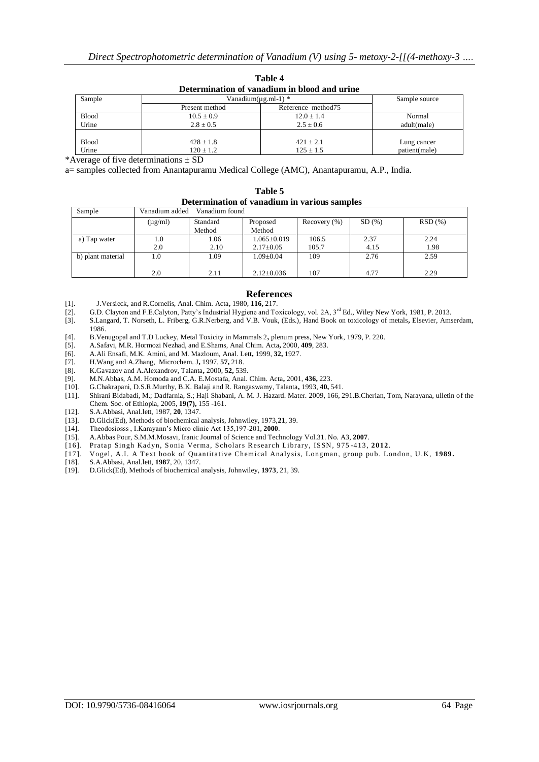**Table 4**
**Determination of vanadium in blood and urine**

| Sample | Vanadium(µg.ml-1) * | | Sample source |
|---|---|---|---|
| | Present method | Reference method75 | |
| Blood | $10.5 \pm 0.9$ | $12.0 \pm 1.4$ | Normal |
| Urine | $2.8 \pm 0.5$ | $2.5 \pm 0.6$ | adult(male) |
| Blood | $428 \pm 1.8$ | $421 \pm 2.1$ | Lung cancer |
| Urine | $120 \pm 1.2$ | $125 \pm 1.5$ | patient(male) |

*Average of five determinations ± SD

a= samples collected from Anantapuramu Medical College (AMC), Anantapuramu, A.P., India.

**Table 5**
**Determination of vanadium in various samples**

| Sample | Vanadium added | Vanadium found | | | | |
|---|---|---|---|---|---|---|
| | (µg/ml) | Standard Method | Proposed Method | Recovery (%) | SD (%) | RSD (%) |
| a) Tap water | 1.0 | 1.06 | 1.065±0.019 | 106.5 | 2.37 | 2.24 |
| | 2.0 | 2.10 | 2.17±0.05 | 105.7 | 4.15 | 1.98 |
| b) plant material | 1.0 | 1.09 | 1.09±0.04 | 109 | 2.76 | 2.59 |
| | 2.0 | 2.11 | 2.12±0.036 | 107 | 4.77 | 2.29 |

## References

[1]. J.Versieck, and R.Cornelis, Anal. Chim. Acta, 1980, **116,** 217.

[2]. G.D. Clayton and F.E.Calyton, Patty's Industrial Hygiene and Toxicology, vol. 2A, 3rd Ed., Wiley New York, 1981, P. 2013.

[3]. S.Langard, T. Norseth, L. Friberg, G.R.Nerberg, and V.B. Vouk, (Eds.), Hand Book on toxicology of metals, Elsevier, Amserdam, 1986.

[4]. B.Venugopal and T.D Luckey, Metal Toxicity in Mammals 2, plenum press, New York, 1979, P. 220.

[5]. A.Safavi, M.R. Hormozi Nezhad, and E.Shams, Anal Chim. Acta, 2000, **409**, 283.

[6]. A.Ali Ensafi, M.K. Amini, and M. Mazloum, Anal. Lett, 1999, **32,** 1927.

[7]. H.Wang and A.Zhang, Microchem. J, 1997, **57,** 218.

[8]. K.Gavazov and A.Alexandrov, Talanta, 2000, **52,** 539.

[9]. M.N.Abbas, A.M. Homoda and C.A. E.Mostafa, Anal. Chim. Acta, 2001, **436,** 223.

[10]. G.Chakrapani, D.S.R.Murthy, B.K. Balaji and R. Rangaswamy, Talanta, 1993, **40,** 541.

[11]. Shirani Bidabadi, M.; Dadfarnia, S.; Haji Shabani, A. M. J. Hazard. Mater. 2009, 166, 291.B.Cherian, Tom, Narayana, ulletin of the Chem. Soc. of Ethiopia, 2005, **19(7),** 155 -161.

[12]. S.A.Abbasi, Anal.lett, 1987, **20**, 1347.

[13]. D.Glick(Ed), Methods of biochemical analysis, Johnwiley, 1973,**21**, 39.

[14]. Theodosiosss , I.Karayann's Micro clinic Act 135,197-201, **2000**.

[15]. A.Abbas Pour, S.M.M.Mosavi, Iranic Journal of Science and Technology Vol.31. No. A3, **2007**.

[16]. Pratap Singh Kadyn, Sonia Verma, Scholars Research Library, ISSN, 975-413, **2012**.

[17]. Vogel, A.I. A Text book of Quantitative Chemical Analysis, Longman, group pub. London, U.K, **1989.**

[18]. S.A.Abbasi, Anal.lett, **1987**, 20, 1347.

[19]. D.Glick(Ed), Methods of biochemical analysis, Johnwiley, **1973**, 21, 39.